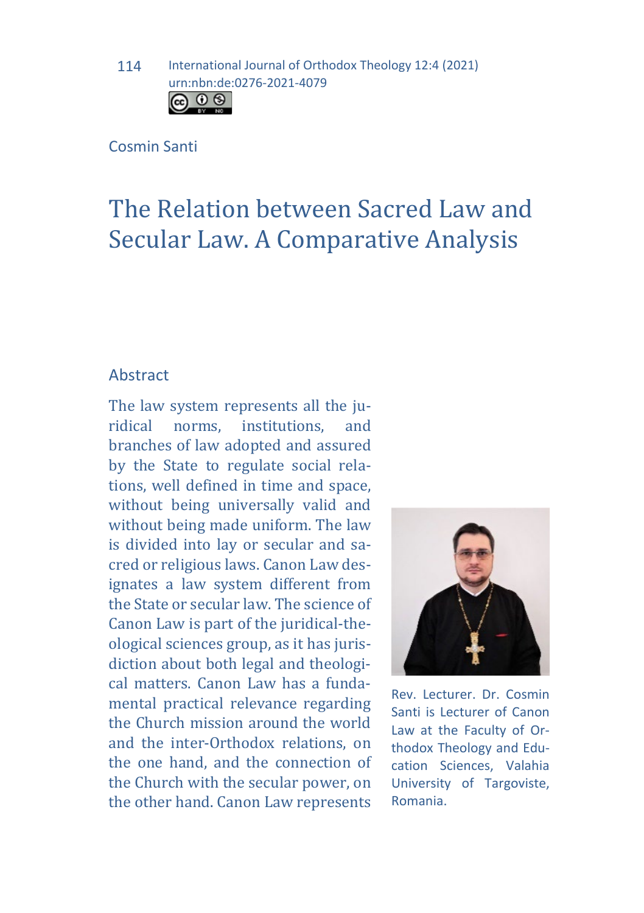Cosmin Santi

# The Relation between Sacred Law and Secular Law. A Comparative Analysis

## Abstract

The law system represents all the juridical norms, institutions, and branches of law adopted and assured by the State to regulate social relations, well defined in time and space, without being universally valid and without being made uniform. The law is divided into lay or secular and sacred or religious laws. Canon Law designates a law system different from the State or secular law. The science of Canon Law is part of the juridical-theological sciences group, as it has jurisdiction about both legal and theological matters. Canon Law has a fundamental practical relevance regarding the Church mission around the world and the inter-Orthodox relations, on the one hand, and the connection of the Church with the secular power, on the other hand. Canon Law represents

Rev. Lecturer. Dr. Cosmin Santi is Lecturer of Canon Law at the Faculty of Orthodox Theology and Education Sciences, Valahia University of Targoviste, Romania.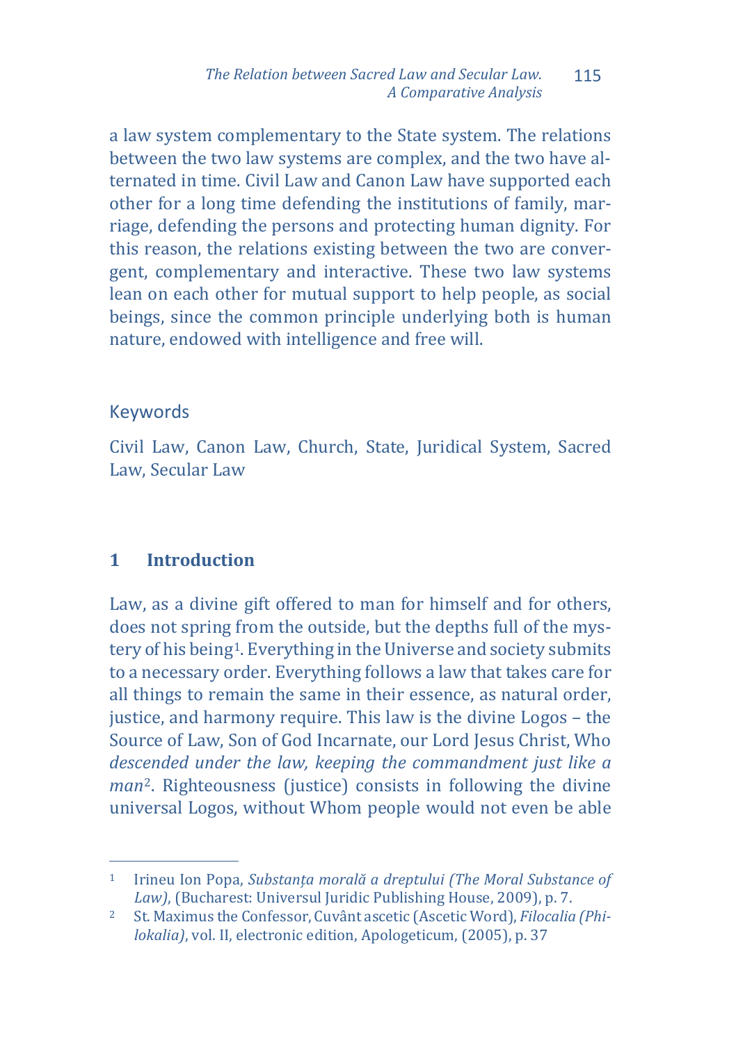a law system complementary to the State system. The relations between the two law systems are complex, and the two have alternated in time. Civil Law and Canon Law have supported each other for a long time defending the institutions of family, marriage, defending the persons and protecting human dignity. For this reason, the relations existing between the two are convergent, complementary and interactive. These two law systems lean on each other for mutual support to help people, as social beings, since the common principle underlying both is human nature, endowed with intelligence and free will.

## Keywords

Civil Law, Canon Law, Church, State, Juridical System, Sacred Law, Secular Law

## 1 Introduction

Law, as a divine gift offered to man for himself and for others, does not spring from the outside, but the depths full of the mystery of his being[1]. Everything in the Universe and society submits to a necessary order. Everything follows a law that takes care for all things to remain the same in their essence, as natural order, justice, and harmony require. This law is the divine Logos – the Source of Law, Son of God Incarnate, our Lord Jesus Christ, Who *descended under the law, keeping the commandment just like a man*[2]. Righteousness (justice) consists in following the divine universal Logos, without Whom people would not even be able

---

[1] Irineu Ion Popa, *Substanța morală a dreptului (The Moral Substance of Law)*, (Bucharest: Universul Juridic Publishing House, 2009), p. 7.

[2] St. Maximus the Confessor, Cuvânt ascetic (Ascetic Word), *Filocalia (Philokalia)*, vol. II, electronic edition, Apologeticum, (2005), p. 37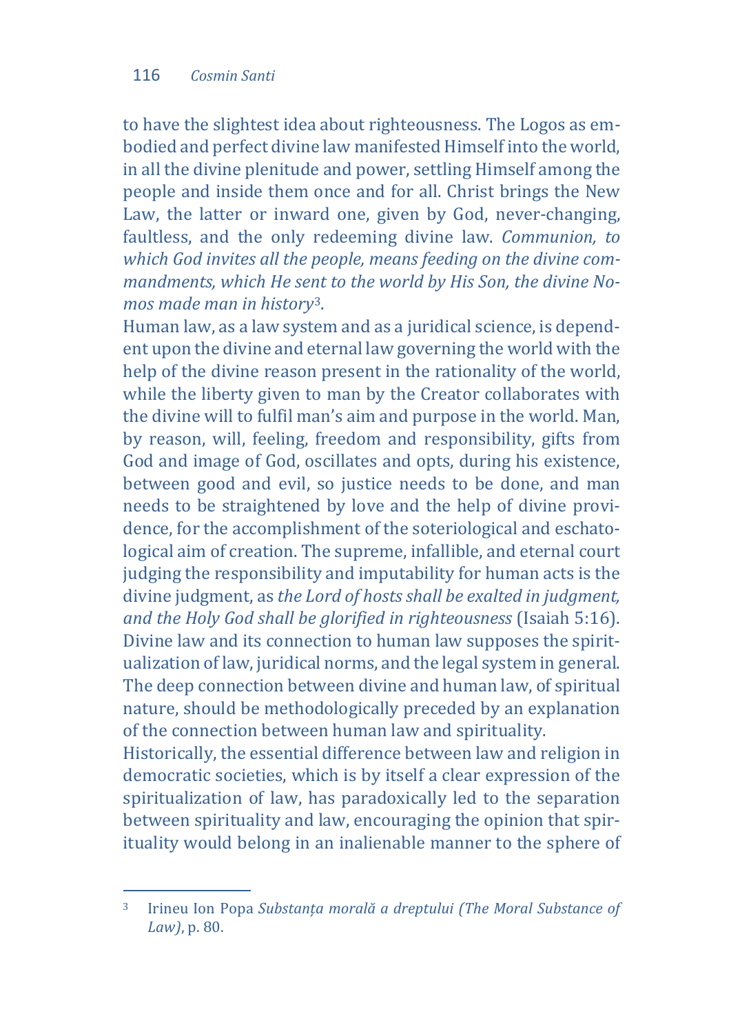to have the slightest idea about righteousness. The Logos as embodied and perfect divine law manifested Himself into the world, in all the divine plenitude and power, settling Himself among the people and inside them once and for all. Christ brings the New Law, the latter or inward one, given by God, never-changing, faultless, and the only redeeming divine law. *Communion, to which God invites all the people, means feeding on the divine commandments, which He sent to the world by His Son, the divine Nomos made man in history*[3].

Human law, as a law system and as a juridical science, is dependent upon the divine and eternal law governing the world with the help of the divine reason present in the rationality of the world, while the liberty given to man by the Creator collaborates with the divine will to fulfil man's aim and purpose in the world. Man, by reason, will, feeling, freedom and responsibility, gifts from God and image of God, oscillates and opts, during his existence, between good and evil, so justice needs to be done, and man needs to be straightened by love and the help of divine providence, for the accomplishment of the soteriological and eschatological aim of creation. The supreme, infallible, and eternal court judging the responsibility and imputability for human acts is the divine judgment, as *the Lord of hosts shall be exalted in judgment, and the Holy God shall be glorified in righteousness* (Isaiah 5:16). Divine law and its connection to human law supposes the spiritualization of law, juridical norms, and the legal system in general. The deep connection between divine and human law, of spiritual nature, should be methodologically preceded by an explanation of the connection between human law and spirituality.

Historically, the essential difference between law and religion in democratic societies, which is by itself a clear expression of the spiritualization of law, has paradoxically led to the separation between spirituality and law, encouraging the opinion that spirituality would belong in an inalienable manner to the sphere of

---

[3] Irineu Ion Popa *Substanța morală a dreptului (The Moral Substance of Law)*, p. 80.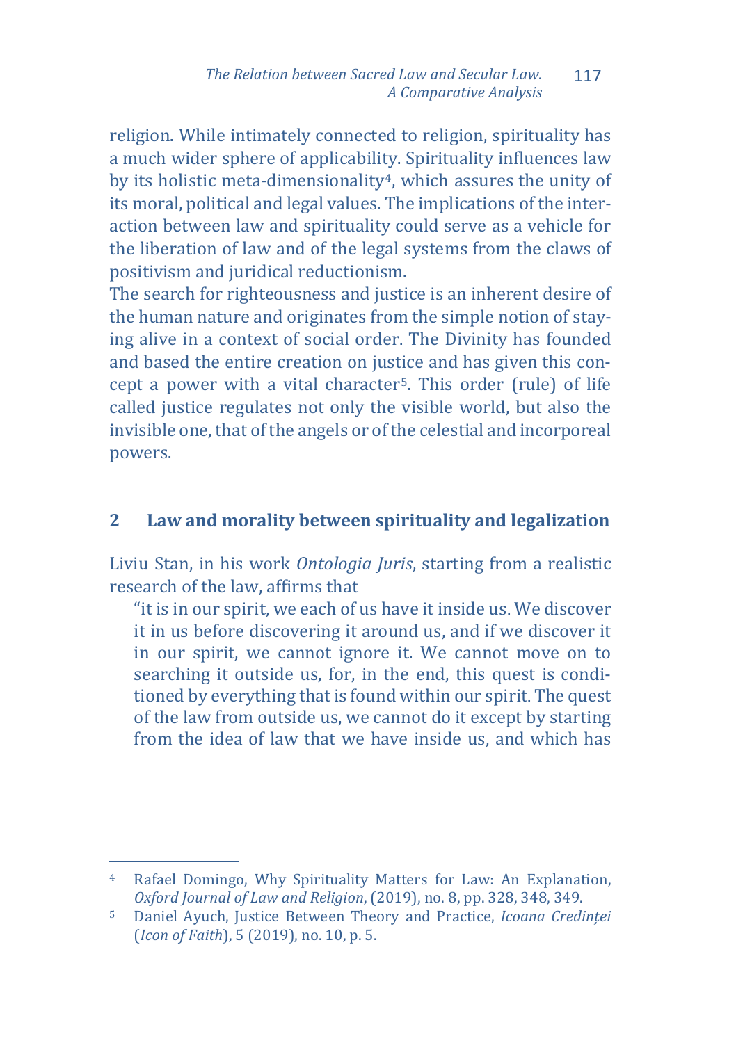religion. While intimately connected to religion, spirituality has a much wider sphere of applicability. Spirituality influences law by its holistic meta-dimensionality[4], which assures the unity of its moral, political and legal values. The implications of the interaction between law and spirituality could serve as a vehicle for the liberation of law and of the legal systems from the claws of positivism and juridical reductionism.

The search for righteousness and justice is an inherent desire of the human nature and originates from the simple notion of staying alive in a context of social order. The Divinity has founded and based the entire creation on justice and has given this concept a power with a vital character[5]. This order (rule) of life called justice regulates not only the visible world, but also the invisible one, that of the angels or of the celestial and incorporeal powers.

## 2 Law and morality between spirituality and legalization

Liviu Stan, in his work *Ontologia Juris*, starting from a realistic research of the law, affirms that

> "it is in our spirit, we each of us have it inside us. We discover it in us before discovering it around us, and if we discover it in our spirit, we cannot ignore it. We cannot move on to searching it outside us, for, in the end, this quest is conditioned by everything that is found within our spirit. The quest of the law from outside us, we cannot do it except by starting from the idea of law that we have inside us, and which has

---

[4] Rafael Domingo, Why Spirituality Matters for Law: An Explanation, *Oxford Journal of Law and Religion*, (2019), no. 8, pp. 328, 348, 349.

[5] Daniel Ayuch, Justice Between Theory and Practice, *Icoana Credinței* (*Icon of Faith*), 5 (2019), no. 10, p. 5.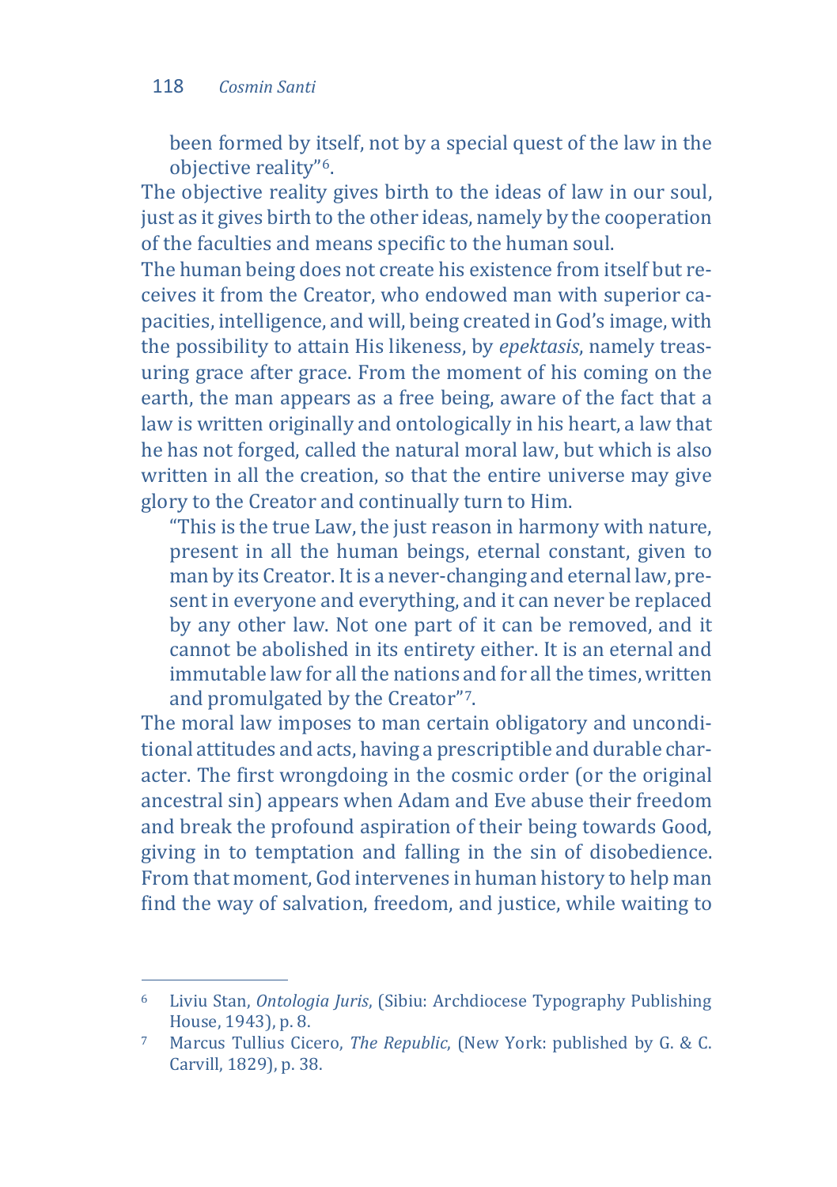> been formed by itself, not by a special quest of the law in the objective reality"[6].

The objective reality gives birth to the ideas of law in our soul, just as it gives birth to the other ideas, namely by the cooperation of the faculties and means specific to the human soul.

The human being does not create his existence from itself but receives it from the Creator, who endowed man with superior capacities, intelligence, and will, being created in God's image, with the possibility to attain His likeness, by *epektasis*, namely treasuring grace after grace. From the moment of his coming on the earth, the man appears as a free being, aware of the fact that a law is written originally and ontologically in his heart, a law that he has not forged, called the natural moral law, but which is also written in all the creation, so that the entire universe may give glory to the Creator and continually turn to Him.

> "This is the true Law, the just reason in harmony with nature, present in all the human beings, eternal constant, given to man by its Creator. It is a never-changing and eternal law, present in everyone and everything, and it can never be replaced by any other law. Not one part of it can be removed, and it cannot be abolished in its entirety either. It is an eternal and immutable law for all the nations and for all the times, written and promulgated by the Creator"[7].

The moral law imposes to man certain obligatory and unconditional attitudes and acts, having a prescriptible and durable character. The first wrongdoing in the cosmic order (or the original ancestral sin) appears when Adam and Eve abuse their freedom and break the profound aspiration of their being towards Good, giving in to temptation and falling in the sin of disobedience. From that moment, God intervenes in human history to help man find the way of salvation, freedom, and justice, while waiting to

---

[6] Liviu Stan, *Ontologia Juris*, (Sibiu: Archdiocese Typography Publishing House, 1943), p. 8.

[7] Marcus Tullius Cicero, *The Republic*, (New York: published by G. & C. Carvill, 1829), p. 38.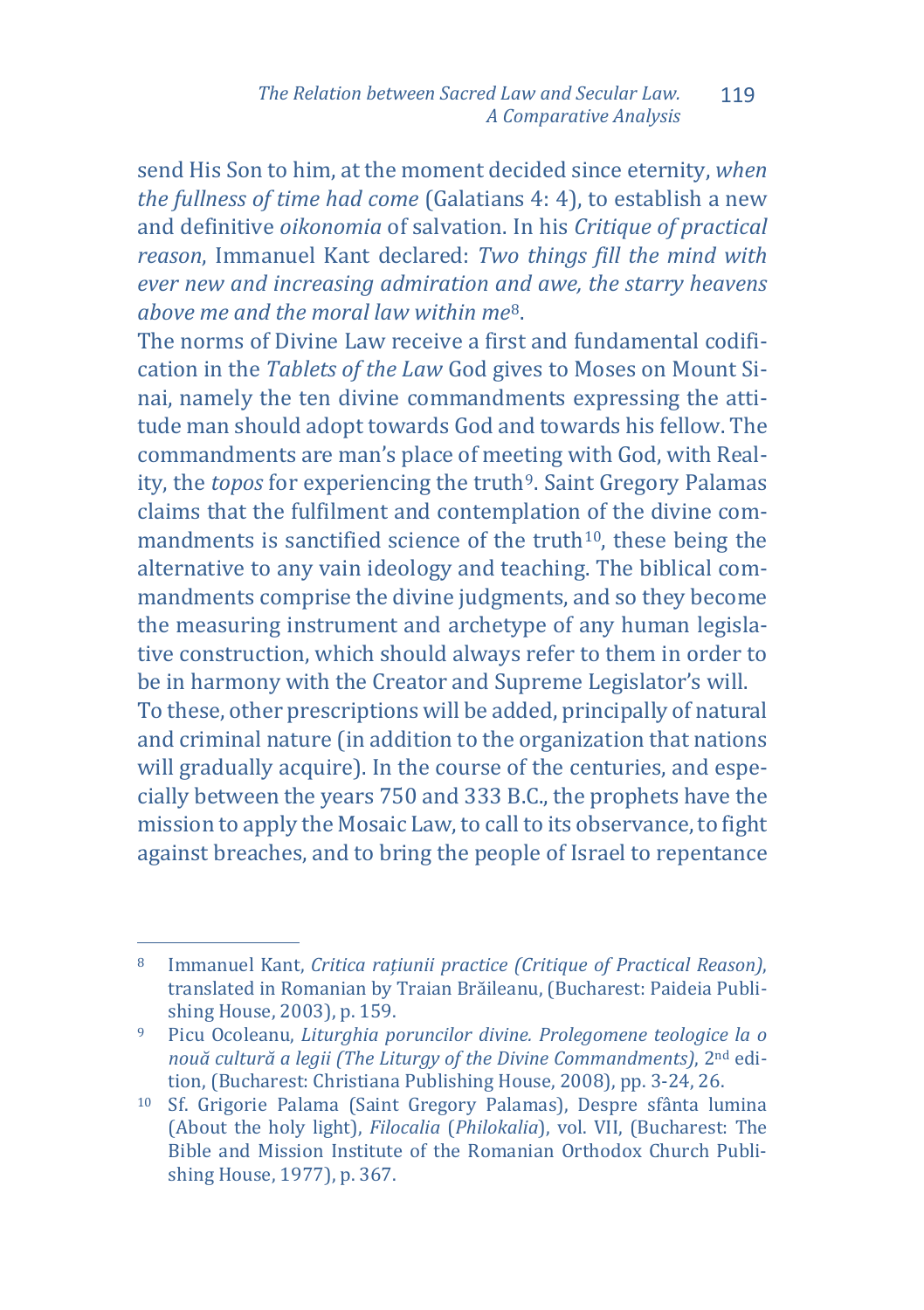send His Son to him, at the moment decided since eternity, *when the fullness of time had come* (Galatians 4: 4), to establish a new and definitive *oikonomia* of salvation. In his *Critique of practical reason*, Immanuel Kant declared: *Two things fill the mind with ever new and increasing admiration and awe, the starry heavens above me and the moral law within me*[8].

The norms of Divine Law receive a first and fundamental codification in the *Tablets of the Law* God gives to Moses on Mount Sinai, namely the ten divine commandments expressing the attitude man should adopt towards God and towards his fellow. The commandments are man's place of meeting with God, with Reality, the *topos* for experiencing the truth[9]. Saint Gregory Palamas claims that the fulfilment and contemplation of the divine commandments is sanctified science of the truth[10], these being the alternative to any vain ideology and teaching. The biblical commandments comprise the divine judgments, and so they become the measuring instrument and archetype of any human legislative construction, which should always refer to them in order to be in harmony with the Creator and Supreme Legislator's will.

To these, other prescriptions will be added, principally of natural and criminal nature (in addition to the organization that nations will gradually acquire). In the course of the centuries, and especially between the years 750 and 333 B.C., the prophets have the mission to apply the Mosaic Law, to call to its observance, to fight against breaches, and to bring the people of Israel to repentance

---

[8] Immanuel Kant, *Critica rațiunii practice (Critique of Practical Reason)*, translated in Romanian by Traian Brăileanu, (Bucharest: Paideia Publishing House, 2003), p. 159.

[9] Picu Ocoleanu, *Liturghia poruncilor divine. Prolegomene teologice la o nouă cultură a legii (The Liturgy of the Divine Commandments)*, 2nd edition, (Bucharest: Christiana Publishing House, 2008), pp. 3-24, 26.

[10] Sf. Grigorie Palama (Saint Gregory Palamas), Despre sfânta lumina (About the holy light), *Filocalia* (*Philokalia*), vol. VII, (Bucharest: The Bible and Mission Institute of the Romanian Orthodox Church Publishing House, 1977), p. 367.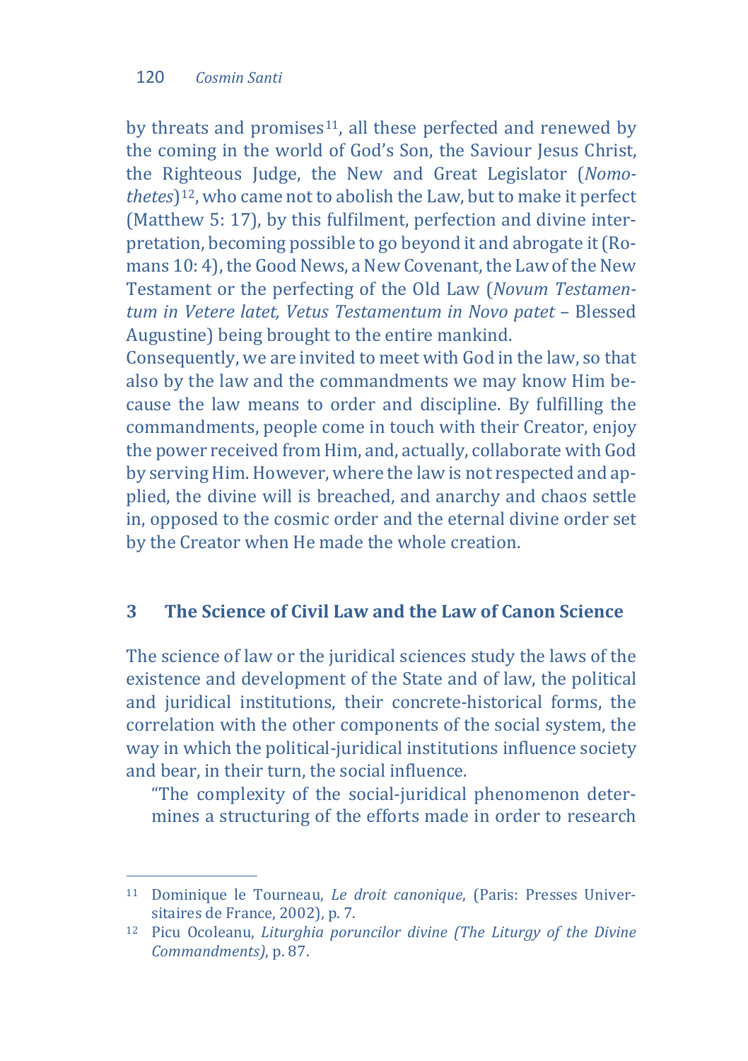by threats and promises[11], all these perfected and renewed by the coming in the world of God's Son, the Saviour Jesus Christ, the Righteous Judge, the New and Great Legislator (*Nomothetes*)[12], who came not to abolish the Law, but to make it perfect (Matthew 5: 17), by this fulfilment, perfection and divine interpretation, becoming possible to go beyond it and abrogate it (Romans 10: 4), the Good News, a New Covenant, the Law of the New Testament or the perfecting of the Old Law (*Novum Testamentum in Vetere latet, Vetus Testamentum in Novo patet* – Blessed Augustine) being brought to the entire mankind.

Consequently, we are invited to meet with God in the law, so that also by the law and the commandments we may know Him because the law means to order and discipline. By fulfilling the commandments, people come in touch with their Creator, enjoy the power received from Him, and, actually, collaborate with God by serving Him. However, where the law is not respected and applied, the divine will is breached, and anarchy and chaos settle in, opposed to the cosmic order and the eternal divine order set by the Creator when He made the whole creation.

## 3 The Science of Civil Law and the Law of Canon Science

The science of law or the juridical sciences study the laws of the existence and development of the State and of law, the political and juridical institutions, their concrete-historical forms, the correlation with the other components of the social system, the way in which the political-juridical institutions influence society and bear, in their turn, the social influence.

> "The complexity of the social-juridical phenomenon determines a structuring of the efforts made in order to research

---

[11] Dominique le Tourneau, *Le droit canonique*, (Paris: Presses Universitaires de France, 2002), p. 7.

[12] Picu Ocoleanu, *Liturghia poruncilor divine (The Liturgy of the Divine Commandments)*, p. 87.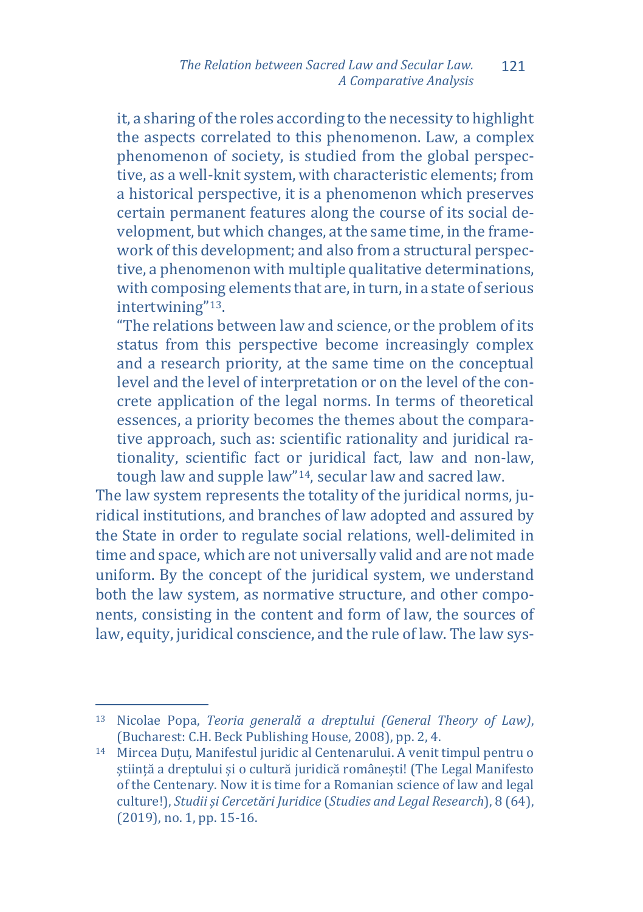it, a sharing of the roles according to the necessity to highlight the aspects correlated to this phenomenon. Law, a complex phenomenon of society, is studied from the global perspective, as a well-knit system, with characteristic elements; from a historical perspective, it is a phenomenon which preserves certain permanent features along the course of its social development, but which changes, at the same time, in the framework of this development; and also from a structural perspective, a phenomenon with multiple qualitative determinations, with composing elements that are, in turn, in a state of serious intertwining"[13].

> "The relations between law and science, or the problem of its status from this perspective become increasingly complex and a research priority, at the same time on the conceptual level and the level of interpretation or on the level of the concrete application of the legal norms. In terms of theoretical essences, a priority becomes the themes about the comparative approach, such as: scientific rationality and juridical rationality, scientific fact or juridical fact, law and non-law, tough law and supple law"[14], secular law and sacred law.

The law system represents the totality of the juridical norms, juridical institutions, and branches of law adopted and assured by the State in order to regulate social relations, well-delimited in time and space, which are not universally valid and are not made uniform. By the concept of the juridical system, we understand both the law system, as normative structure, and other components, consisting in the content and form of law, the sources of law, equity, juridical conscience, and the rule of law. The law sys-

---

[13] Nicolae Popa, *Teoria generală a dreptului (General Theory of Law)*, (Bucharest: C.H. Beck Publishing House, 2008), pp. 2, 4.

[14] Mircea Duțu, Manifestul juridic al Centenarului. A venit timpul pentru o știință a dreptului și o cultură juridică românești! (The Legal Manifesto of the Centenary. Now it is time for a Romanian science of law and legal culture!), *Studii și Cercetări Juridice* (*Studies and Legal Research*), 8 (64), (2019), no. 1, pp. 15-16.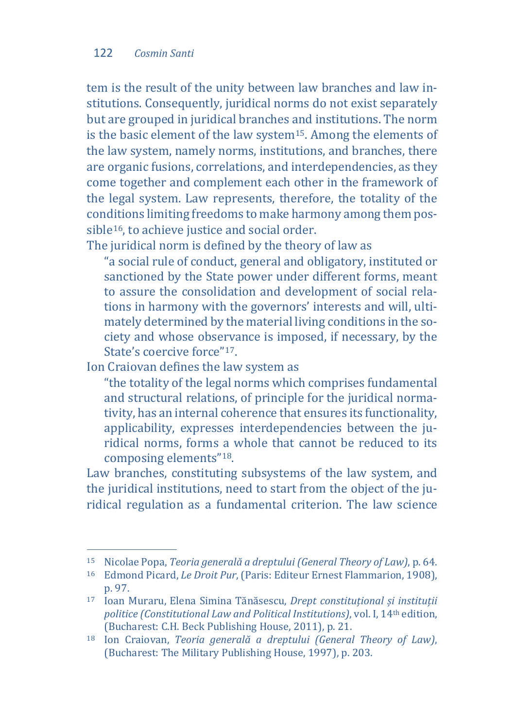tem is the result of the unity between law branches and law institutions. Consequently, juridical norms do not exist separately but are grouped in juridical branches and institutions. The norm is the basic element of the law system[15]. Among the elements of the law system, namely norms, institutions, and branches, there are organic fusions, correlations, and interdependencies, as they come together and complement each other in the framework of the legal system. Law represents, therefore, the totality of the conditions limiting freedoms to make harmony among them possible[16], to achieve justice and social order.

The juridical norm is defined by the theory of law as

> "a social rule of conduct, general and obligatory, instituted or sanctioned by the State power under different forms, meant to assure the consolidation and development of social relations in harmony with the governors' interests and will, ultimately determined by the material living conditions in the society and whose observance is imposed, if necessary, by the State's coercive force"[17].

Ion Craiovan defines the law system as

> "the totality of the legal norms which comprises fundamental and structural relations, of principle for the juridical normativity, has an internal coherence that ensures its functionality, applicability, expresses interdependencies between the juridical norms, forms a whole that cannot be reduced to its composing elements"[18].

Law branches, constituting subsystems of the law system, and the juridical institutions, need to start from the object of the juridical regulation as a fundamental criterion. The law science

---

[15] Nicolae Popa, *Teoria generală a dreptului (General Theory of Law)*, p. 64.

[16] Edmond Picard, *Le Droit Pur*, (Paris: Editeur Ernest Flammarion, 1908), p. 97.

[17] Ioan Muraru, Elena Simina Tănăsescu, *Drept constituțional și instituții politice (Constitutional Law and Political Institutions)*, vol. I, 14th edition, (Bucharest: C.H. Beck Publishing House, 2011), p. 21.

[18] Ion Craiovan, *Teoria generală a dreptului (General Theory of Law)*, (Bucharest: The Military Publishing House, 1997), p. 203.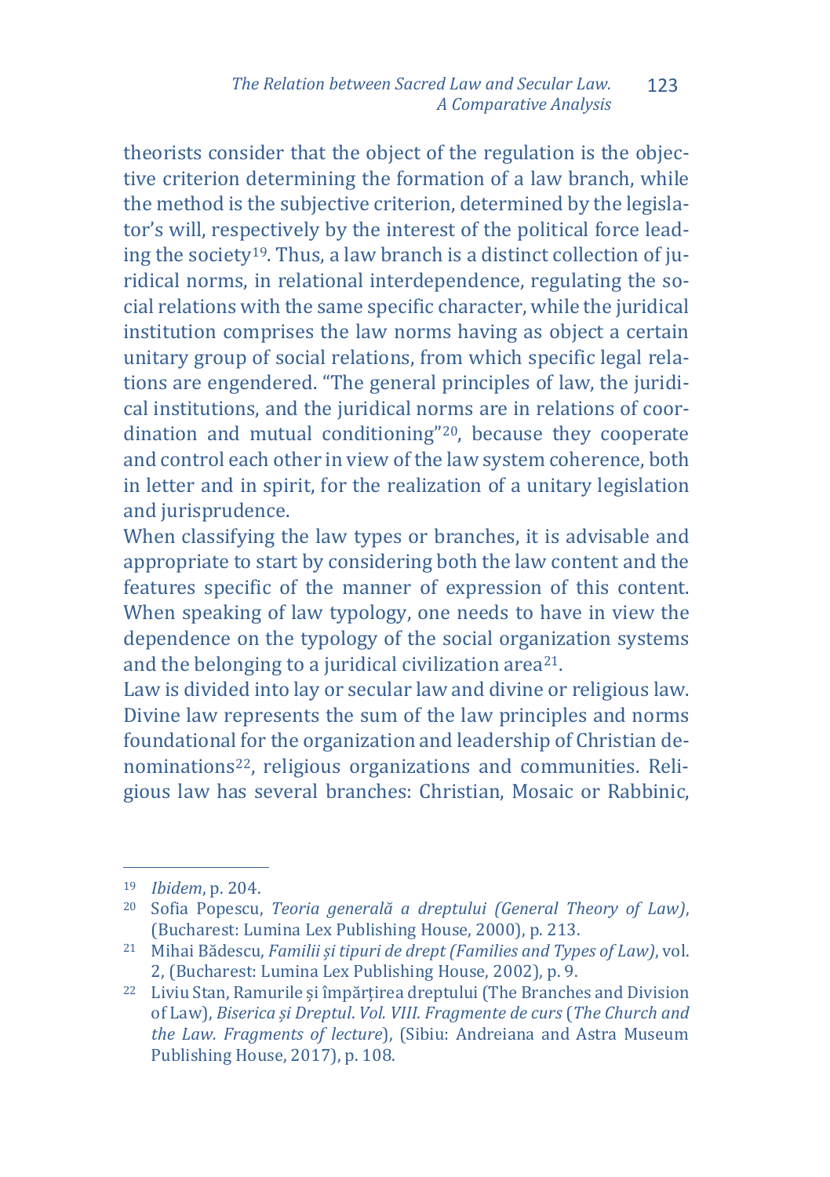theorists consider that the object of the regulation is the objective criterion determining the formation of a law branch, while the method is the subjective criterion, determined by the legislator's will, respectively by the interest of the political force leading the society[19]. Thus, a law branch is a distinct collection of juridical norms, in relational interdependence, regulating the social relations with the same specific character, while the juridical institution comprises the law norms having as object a certain unitary group of social relations, from which specific legal relations are engendered. "The general principles of law, the juridical institutions, and the juridical norms are in relations of coordination and mutual conditioning"[20], because they cooperate and control each other in view of the law system coherence, both in letter and in spirit, for the realization of a unitary legislation and jurisprudence.

When classifying the law types or branches, it is advisable and appropriate to start by considering both the law content and the features specific of the manner of expression of this content. When speaking of law typology, one needs to have in view the dependence on the typology of the social organization systems and the belonging to a juridical civilization area[21].

Law is divided into lay or secular law and divine or religious law. Divine law represents the sum of the law principles and norms foundational for the organization and leadership of Christian denominations[22], religious organizations and communities. Religious law has several branches: Christian, Mosaic or Rabbinic,

---

[19] *Ibidem*, p. 204.

[20] Sofia Popescu, *Teoria generală a dreptului (General Theory of Law)*, (Bucharest: Lumina Lex Publishing House, 2000), p. 213.

[21] Mihai Bădescu, *Familii și tipuri de drept (Families and Types of Law)*, vol. 2, (Bucharest: Lumina Lex Publishing House, 2002), p. 9.

[22] Liviu Stan, Ramurile și împărțirea dreptului (The Branches and Division of Law), *Biserica și Dreptul. Vol. VIII. Fragmente de curs* (*The Church and the Law. Fragments of lecture*), (Sibiu: Andreiana and Astra Museum Publishing House, 2017), p. 108.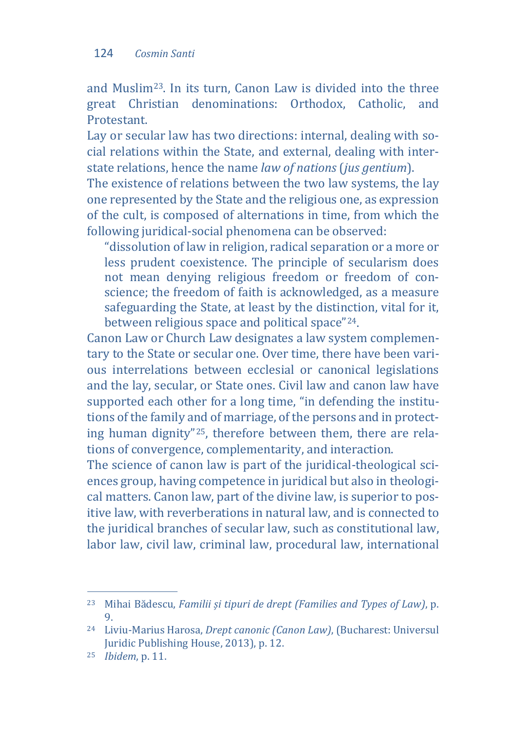and Muslim[23]. In its turn, Canon Law is divided into the three great Christian denominations: Orthodox, Catholic, and Protestant.

Lay or secular law has two directions: internal, dealing with social relations within the State, and external, dealing with interstate relations, hence the name *law of nations* (*jus gentium*).

The existence of relations between the two law systems, the lay one represented by the State and the religious one, as expression of the cult, is composed of alternations in time, from which the following juridical-social phenomena can be observed:

> "dissolution of law in religion, radical separation or a more or less prudent coexistence. The principle of secularism does not mean denying religious freedom or freedom of conscience; the freedom of faith is acknowledged, as a measure safeguarding the State, at least by the distinction, vital for it, between religious space and political space"[24].

Canon Law or Church Law designates a law system complementary to the State or secular one. Over time, there have been various interrelations between ecclesial or canonical legislations and the lay, secular, or State ones. Civil law and canon law have supported each other for a long time, "in defending the institutions of the family and of marriage, of the persons and in protecting human dignity"[25], therefore between them, there are relations of convergence, complementarity, and interaction.

The science of canon law is part of the juridical-theological sciences group, having competence in juridical but also in theological matters. Canon law, part of the divine law, is superior to positive law, with reverberations in natural law, and is connected to the juridical branches of secular law, such as constitutional law, labor law, civil law, criminal law, procedural law, international

---

[23] Mihai Bădescu, *Familii și tipuri de drept (Families and Types of Law)*, p. 9.

[24] Liviu-Marius Harosa, *Drept canonic (Canon Law)*, (Bucharest: Universul Juridic Publishing House, 2013), p. 12.

[25] *Ibidem*, p. 11.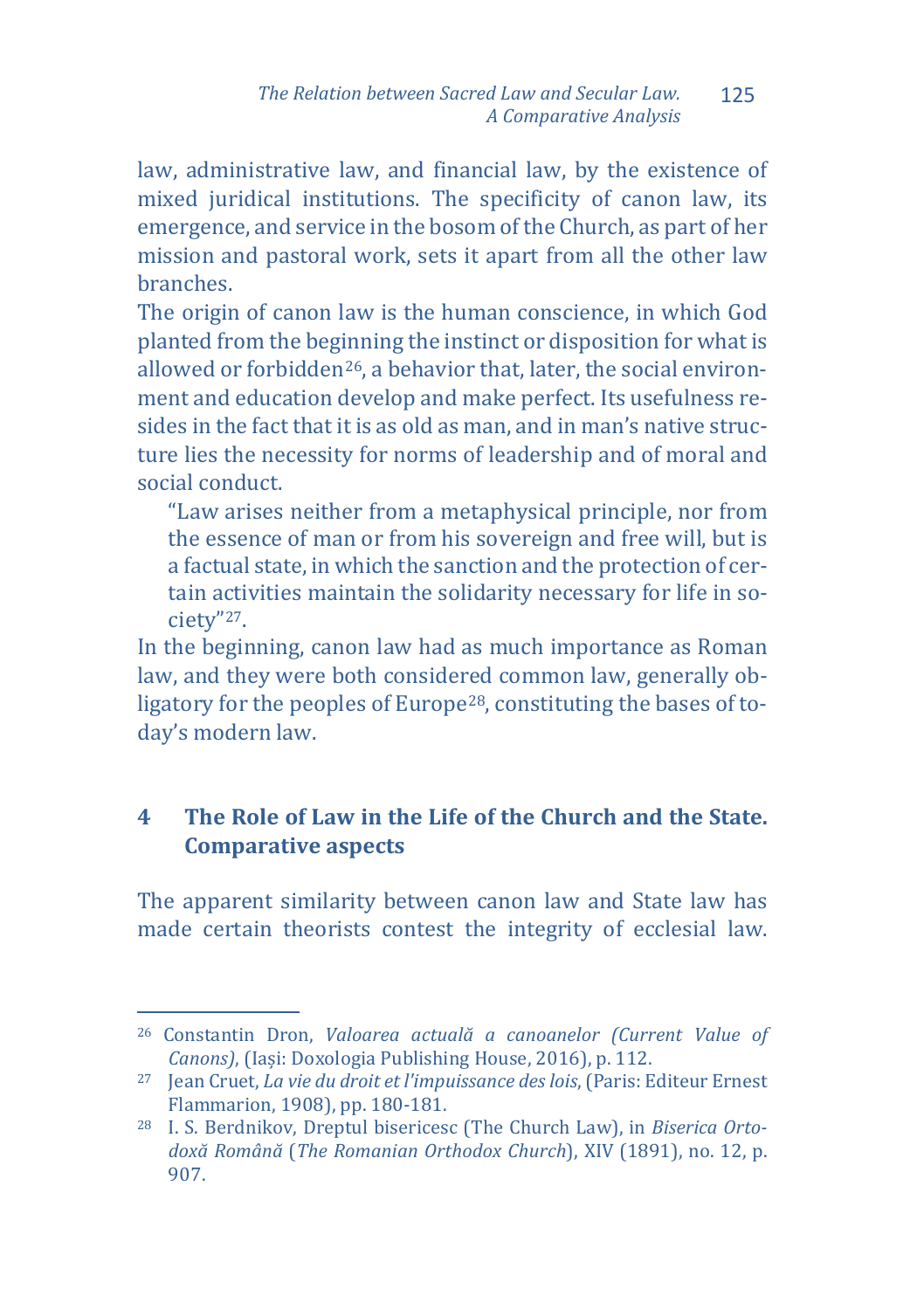law, administrative law, and financial law, by the existence of mixed juridical institutions. The specificity of canon law, its emergence, and service in the bosom of the Church, as part of her mission and pastoral work, sets it apart from all the other law branches.

The origin of canon law is the human conscience, in which God planted from the beginning the instinct or disposition for what is allowed or forbidden[26], a behavior that, later, the social environment and education develop and make perfect. Its usefulness resides in the fact that it is as old as man, and in man's native structure lies the necessity for norms of leadership and of moral and social conduct.

> "Law arises neither from a metaphysical principle, nor from the essence of man or from his sovereign and free will, but is a factual state, in which the sanction and the protection of certain activities maintain the solidarity necessary for life in society"[27].

In the beginning, canon law had as much importance as Roman law, and they were both considered common law, generally obligatory for the peoples of Europe[28], constituting the bases of today's modern law.

## 4 The Role of Law in the Life of the Church and the State. Comparative aspects

The apparent similarity between canon law and State law has made certain theorists contest the integrity of ecclesial law.

---

[26] Constantin Dron, *Valoarea actuală a canoanelor (Current Value of Canons)*, (Iași: Doxologia Publishing House, 2016), p. 112.

[27] Jean Cruet, *La vie du droit et l'impuissance des lois*, (Paris: Editeur Ernest Flammarion, 1908), pp. 180-181.

[28] I. S. Berdnikov, Dreptul bisericesc (The Church Law), in *Biserica Ortodoxă Română* (*The Romanian Orthodox Church*), XIV (1891), no. 12, p. 907.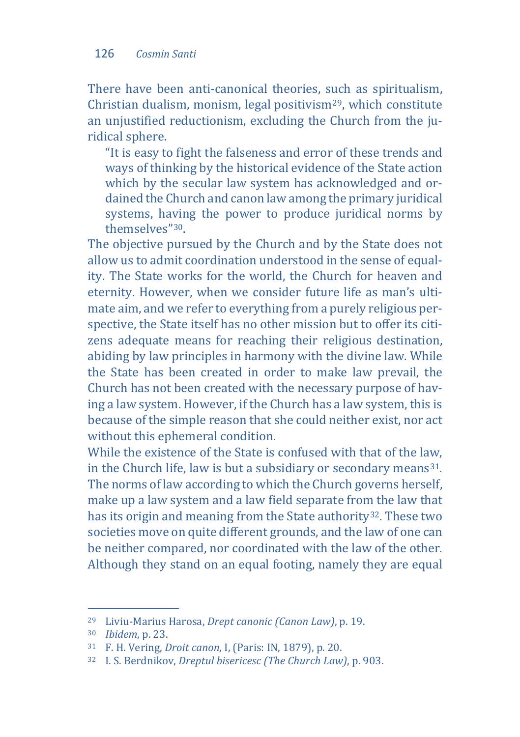There have been anti-canonical theories, such as spiritualism, Christian dualism, monism, legal positivism[29], which constitute an unjustified reductionism, excluding the Church from the juridical sphere.

> "It is easy to fight the falseness and error of these trends and ways of thinking by the historical evidence of the State action which by the secular law system has acknowledged and ordained the Church and canon law among the primary juridical systems, having the power to produce juridical norms by themselves"[30].

The objective pursued by the Church and by the State does not allow us to admit coordination understood in the sense of equality. The State works for the world, the Church for heaven and eternity. However, when we consider future life as man's ultimate aim, and we refer to everything from a purely religious perspective, the State itself has no other mission but to offer its citizens adequate means for reaching their religious destination, abiding by law principles in harmony with the divine law. While the State has been created in order to make law prevail, the Church has not been created with the necessary purpose of having a law system. However, if the Church has a law system, this is because of the simple reason that she could neither exist, nor act without this ephemeral condition.

While the existence of the State is confused with that of the law, in the Church life, law is but a subsidiary or secondary means[31]. The norms of law according to which the Church governs herself, make up a law system and a law field separate from the law that has its origin and meaning from the State authority[32]. These two societies move on quite different grounds, and the law of one can be neither compared, nor coordinated with the law of the other. Although they stand on an equal footing, namely they are equal

---

[29] Liviu-Marius Harosa, *Drept canonic (Canon Law)*, p. 19.

[30] *Ibidem*, p. 23.

[31] F. H. Vering, *Droit canon*, I, (Paris: IN, 1879), p. 20.

[32] I. S. Berdnikov, *Dreptul bisericesc (The Church Law)*, p. 903.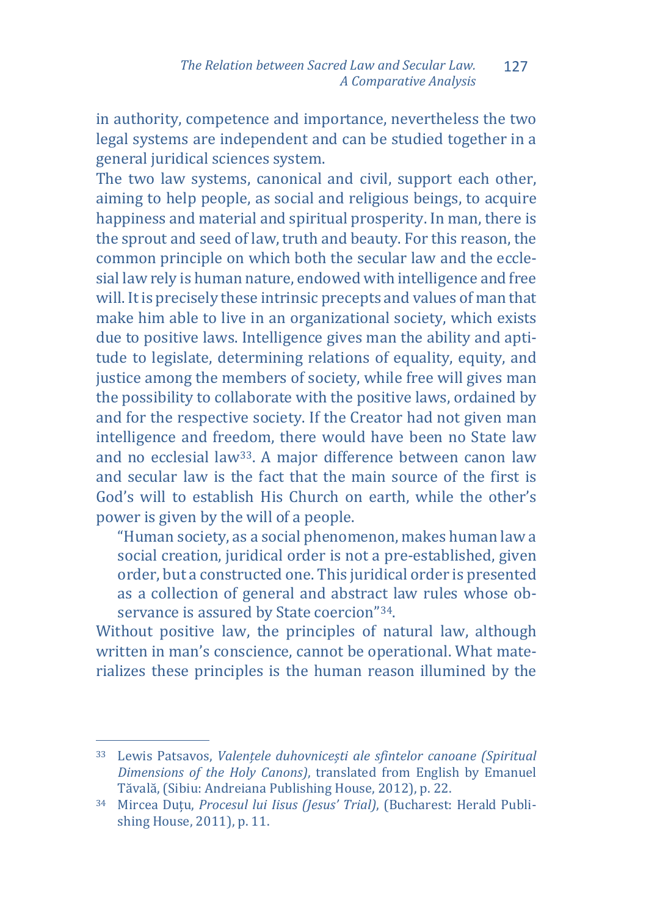in authority, competence and importance, nevertheless the two legal systems are independent and can be studied together in a general juridical sciences system.

The two law systems, canonical and civil, support each other, aiming to help people, as social and religious beings, to acquire happiness and material and spiritual prosperity. In man, there is the sprout and seed of law, truth and beauty. For this reason, the common principle on which both the secular law and the ecclesial law rely is human nature, endowed with intelligence and free will. It is precisely these intrinsic precepts and values of man that make him able to live in an organizational society, which exists due to positive laws. Intelligence gives man the ability and aptitude to legislate, determining relations of equality, equity, and justice among the members of society, while free will gives man the possibility to collaborate with the positive laws, ordained by and for the respective society. If the Creator had not given man intelligence and freedom, there would have been no State law and no ecclesial law[33]. A major difference between canon law and secular law is the fact that the main source of the first is God's will to establish His Church on earth, while the other's power is given by the will of a people.

> "Human society, as a social phenomenon, makes human law a social creation, juridical order is not a pre-established, given order, but a constructed one. This juridical order is presented as a collection of general and abstract law rules whose observance is assured by State coercion"[34].

Without positive law, the principles of natural law, although written in man's conscience, cannot be operational. What materializes these principles is the human reason illumined by the

---

[33] Lewis Patsavos, *Valențele duhovnicești ale sfintelor canoane (Spiritual Dimensions of the Holy Canons)*, translated from English by Emanuel Tăvală, (Sibiu: Andreiana Publishing House, 2012), p. 22.

[34] Mircea Duțu, *Procesul lui Iisus (Jesus' Trial)*, (Bucharest: Herald Publishing House, 2011), p. 11.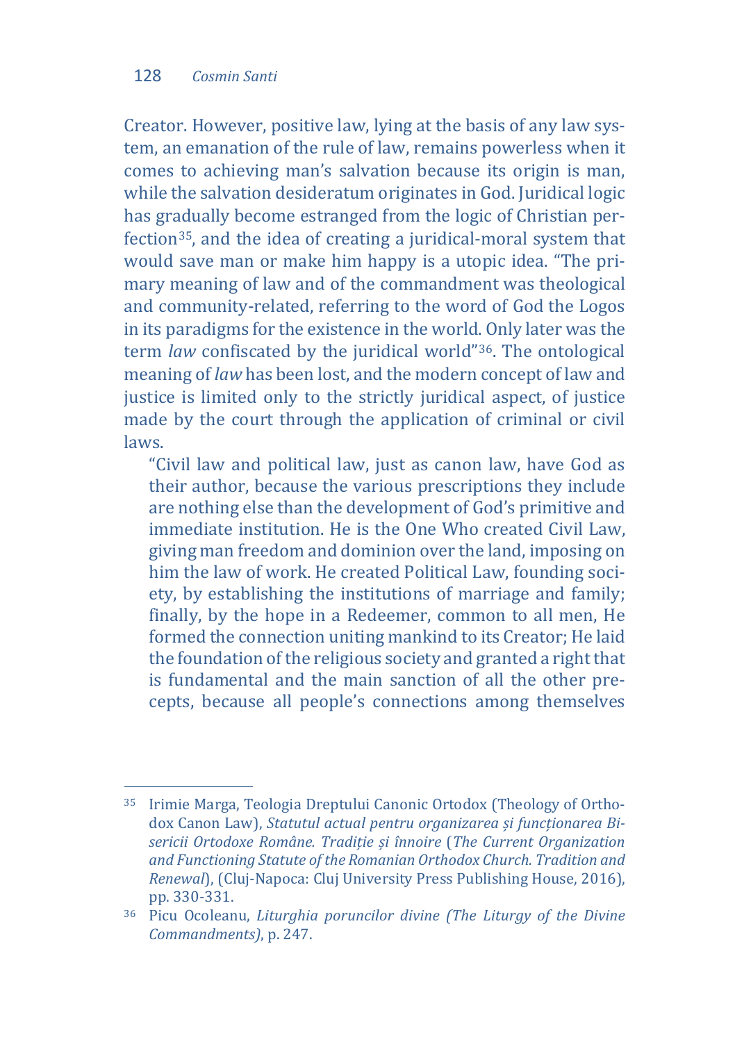Creator. However, positive law, lying at the basis of any law system, an emanation of the rule of law, remains powerless when it comes to achieving man's salvation because its origin is man, while the salvation desideratum originates in God. Juridical logic has gradually become estranged from the logic of Christian perfection[35], and the idea of creating a juridical-moral system that would save man or make him happy is a utopic idea. "The primary meaning of law and of the commandment was theological and community-related, referring to the word of God the Logos in its paradigms for the existence in the world. Only later was the term *law* confiscated by the juridical world"[36]. The ontological meaning of *law* has been lost, and the modern concept of law and justice is limited only to the strictly juridical aspect, of justice made by the court through the application of criminal or civil laws.

> "Civil law and political law, just as canon law, have God as their author, because the various prescriptions they include are nothing else than the development of God's primitive and immediate institution. He is the One Who created Civil Law, giving man freedom and dominion over the land, imposing on him the law of work. He created Political Law, founding society, by establishing the institutions of marriage and family; finally, by the hope in a Redeemer, common to all men, He formed the connection uniting mankind to its Creator; He laid the foundation of the religious society and granted a right that is fundamental and the main sanction of all the other precepts, because all people's connections among themselves

---

[35] Irimie Marga, Teologia Dreptului Canonic Ortodox (Theology of Orthodox Canon Law), *Statutul actual pentru organizarea și funcționarea Bisericii Ortodoxe Române. Tradiție și înnoire* (*The Current Organization and Functioning Statute of the Romanian Orthodox Church. Tradition and Renewal*), (Cluj-Napoca: Cluj University Press Publishing House, 2016), pp. 330-331.

[36] Picu Ocoleanu, *Liturghia poruncilor divine (The Liturgy of the Divine Commandments)*, p. 247.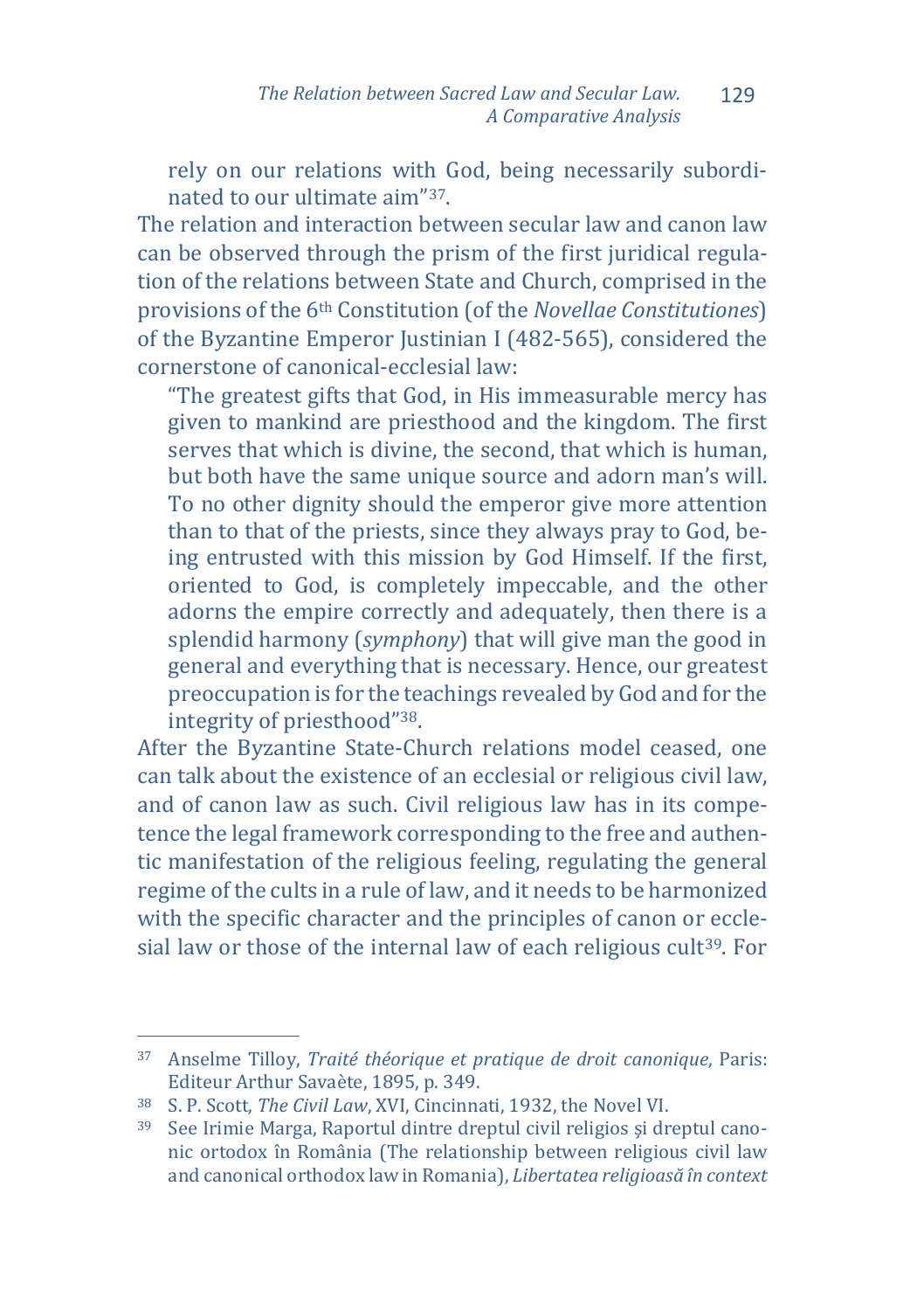> rely on our relations with God, being necessarily subordinated to our ultimate aim"[37].

The relation and interaction between secular law and canon law can be observed through the prism of the first juridical regulation of the relations between State and Church, comprised in the provisions of the 6th Constitution (of the *Novellae Constitutiones*) of the Byzantine Emperor Justinian I (482-565), considered the cornerstone of canonical-ecclesial law:

> "The greatest gifts that God, in His immeasurable mercy has given to mankind are priesthood and the kingdom. The first serves that which is divine, the second, that which is human, but both have the same unique source and adorn man's will. To no other dignity should the emperor give more attention than to that of the priests, since they always pray to God, being entrusted with this mission by God Himself. If the first, oriented to God, is completely impeccable, and the other adorns the empire correctly and adequately, then there is a splendid harmony (*symphony*) that will give man the good in general and everything that is necessary. Hence, our greatest preoccupation is for the teachings revealed by God and for the integrity of priesthood"[38].

After the Byzantine State-Church relations model ceased, one can talk about the existence of an ecclesial or religious civil law, and of canon law as such. Civil religious law has in its competence the legal framework corresponding to the free and authentic manifestation of the religious feeling, regulating the general regime of the cults in a rule of law, and it needs to be harmonized with the specific character and the principles of canon or ecclesial law or those of the internal law of each religious cult[39]. For

---

[37] Anselme Tilloy, *Traité théorique et pratique de droit canonique*, Paris: Editeur Arthur Savaète, 1895, p. 349.

[38] S. P. Scott, *The Civil Law*, XVI, Cincinnati, 1932, the Novel VI.

[39] See Irimie Marga, Raportul dintre dreptul civil religios și dreptul canonic ortodox în România (The relationship between religious civil law and canonical orthodox law in Romania), *Libertatea religioasă în context*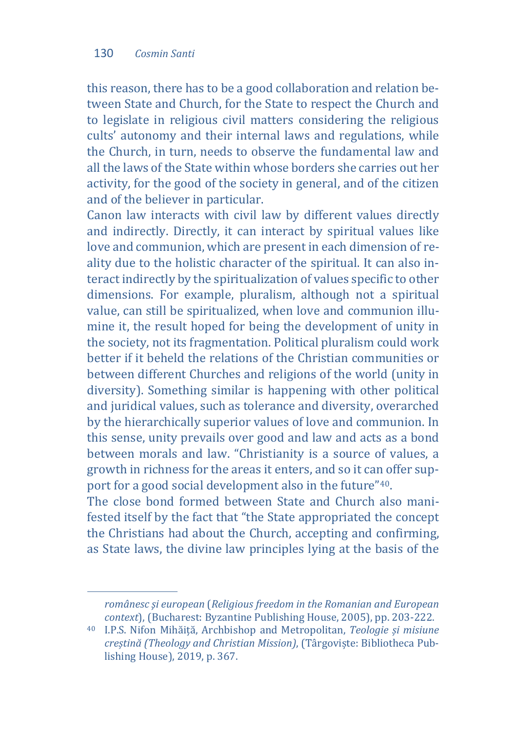this reason, there has to be a good collaboration and relation between State and Church, for the State to respect the Church and to legislate in religious civil matters considering the religious cults' autonomy and their internal laws and regulations, while the Church, in turn, needs to observe the fundamental law and all the laws of the State within whose borders she carries out her activity, for the good of the society in general, and of the citizen and of the believer in particular.

Canon law interacts with civil law by different values directly and indirectly. Directly, it can interact by spiritual values like love and communion, which are present in each dimension of reality due to the holistic character of the spiritual. It can also interact indirectly by the spiritualization of values specific to other dimensions. For example, pluralism, although not a spiritual value, can still be spiritualized, when love and communion illumine it, the result hoped for being the development of unity in the society, not its fragmentation. Political pluralism could work better if it beheld the relations of the Christian communities or between different Churches and religions of the world (unity in diversity). Something similar is happening with other political and juridical values, such as tolerance and diversity, overarched by the hierarchically superior values of love and communion. In this sense, unity prevails over good and law and acts as a bond between morals and law. "Christianity is a source of values, a growth in richness for the areas it enters, and so it can offer support for a good social development also in the future"[40].

The close bond formed between State and Church also manifested itself by the fact that "the State appropriated the concept the Christians had about the Church, accepting and confirming, as State laws, the divine law principles lying at the basis of the

---

*românesc și european* (*Religious freedom in the Romanian and European context*), (Bucharest: Byzantine Publishing House, 2005), pp. 203-222.

[40] I.P.S. Nifon Mihăiță, Archbishop and Metropolitan, *Teologie și misiune creștină (Theology and Christian Mission)*, (Târgoviște: Bibliotheca Publishing House), 2019, p. 367.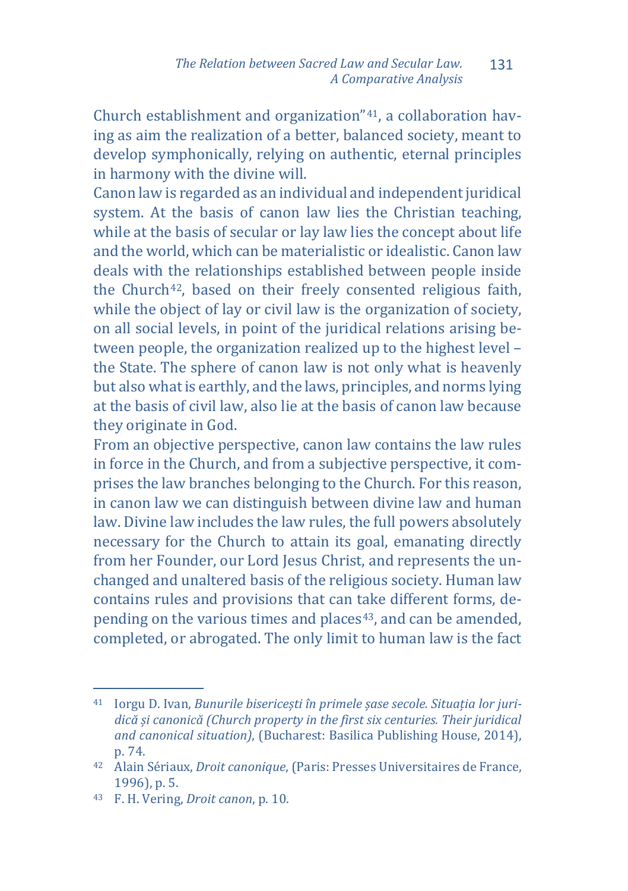Church establishment and organization"[41], a collaboration having as aim the realization of a better, balanced society, meant to develop symphonically, relying on authentic, eternal principles in harmony with the divine will.

Canon law is regarded as an individual and independent juridical system. At the basis of canon law lies the Christian teaching, while at the basis of secular or lay law lies the concept about life and the world, which can be materialistic or idealistic. Canon law deals with the relationships established between people inside the Church[42], based on their freely consented religious faith, while the object of lay or civil law is the organization of society, on all social levels, in point of the juridical relations arising between people, the organization realized up to the highest level – the State. The sphere of canon law is not only what is heavenly but also what is earthly, and the laws, principles, and norms lying at the basis of civil law, also lie at the basis of canon law because they originate in God.

From an objective perspective, canon law contains the law rules in force in the Church, and from a subjective perspective, it comprises the law branches belonging to the Church. For this reason, in canon law we can distinguish between divine law and human law. Divine law includes the law rules, the full powers absolutely necessary for the Church to attain its goal, emanating directly from her Founder, our Lord Jesus Christ, and represents the unchanged and unaltered basis of the religious society. Human law contains rules and provisions that can take different forms, depending on the various times and places[43], and can be amended, completed, or abrogated. The only limit to human law is the fact

---

[41] Iorgu D. Ivan, *Bunurile bisericești în primele șase secole. Situația lor juridică și canonică (Church property in the first six centuries. Their juridical and canonical situation)*, (Bucharest: Basilica Publishing House, 2014), p. 74.

[42] Alain Sériaux, *Droit canonique*, (Paris: Presses Universitaires de France, 1996), p. 5.

[43] F. H. Vering, *Droit canon*, p. 10.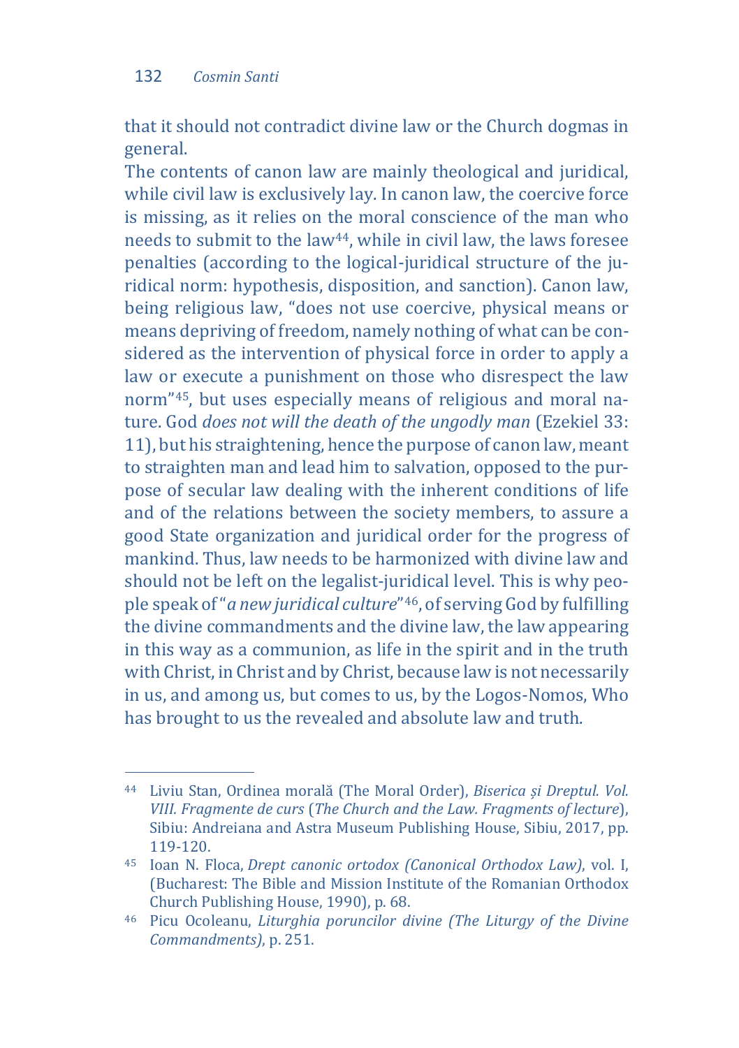that it should not contradict divine law or the Church dogmas in general.

The contents of canon law are mainly theological and juridical, while civil law is exclusively lay. In canon law, the coercive force is missing, as it relies on the moral conscience of the man who needs to submit to the law[44], while in civil law, the laws foresee penalties (according to the logical-juridical structure of the juridical norm: hypothesis, disposition, and sanction). Canon law, being religious law, "does not use coercive, physical means or means depriving of freedom, namely nothing of what can be considered as the intervention of physical force in order to apply a law or execute a punishment on those who disrespect the law norm"[45], but uses especially means of religious and moral nature. God *does not will the death of the ungodly man* (Ezekiel 33: 11), but his straightening, hence the purpose of canon law, meant to straighten man and lead him to salvation, opposed to the purpose of secular law dealing with the inherent conditions of life and of the relations between the society members, to assure a good State organization and juridical order for the progress of mankind. Thus, law needs to be harmonized with divine law and should not be left on the legalist-juridical level. This is why people speak of "*a new juridical culture*"[46], of serving God by fulfilling the divine commandments and the divine law, the law appearing in this way as a communion, as life in the spirit and in the truth with Christ, in Christ and by Christ, because law is not necessarily in us, and among us, but comes to us, by the Logos-Nomos, Who has brought to us the revealed and absolute law and truth.

---

[44] Liviu Stan, Ordinea morală (The Moral Order), *Biserica și Dreptul. Vol. VIII. Fragmente de curs* (*The Church and the Law. Fragments of lecture*), Sibiu: Andreiana and Astra Museum Publishing House, Sibiu, 2017, pp. 119-120.

[45] Ioan N. Floca, *Drept canonic ortodox (Canonical Orthodox Law)*, vol. I, (Bucharest: The Bible and Mission Institute of the Romanian Orthodox Church Publishing House, 1990), p. 68.

[46] Picu Ocoleanu, *Liturghia poruncilor divine (The Liturgy of the Divine Commandments)*, p. 251.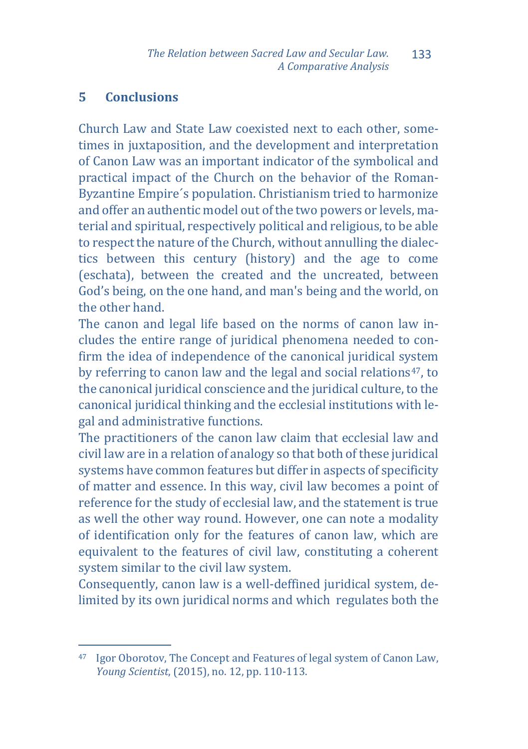## 5 Conclusions

Church Law and State Law coexisted next to each other, sometimes in juxtaposition, and the development and interpretation of Canon Law was an important indicator of the symbolical and practical impact of the Church on the behavior of the Roman-Byzantine Empire´s population. Christianism tried to harmonize and offer an authentic model out of the two powers or levels, material and spiritual, respectively political and religious, to be able to respect the nature of the Church, without annulling the dialectics between this century (history) and the age to come (eschata), between the created and the uncreated, between God's being, on the one hand, and man's being and the world, on the other hand.

The canon and legal life based on the norms of canon law includes the entire range of juridical phenomena needed to confirm the idea of independence of the canonical juridical system by referring to canon law and the legal and social relations[47], to the canonical juridical conscience and the juridical culture, to the canonical juridical thinking and the ecclesial institutions with legal and administrative functions.

The practitioners of the canon law claim that ecclesial law and civil law are in a relation of analogy so that both of these juridical systems have common features but differ in aspects of specificity of matter and essence. In this way, civil law becomes a point of reference for the study of ecclesial law, and the statement is true as well the other way round. However, one can note a modality of identification only for the features of canon law, which are equivalent to the features of civil law, constituting a coherent system similar to the civil law system.

Consequently, canon law is a well-deffined juridical system, delimited by its own juridical norms and which regulates both the

---

[47] Igor Oborotov, The Concept and Features of legal system of Canon Law, *Young Scientist*, (2015), no. 12, pp. 110-113.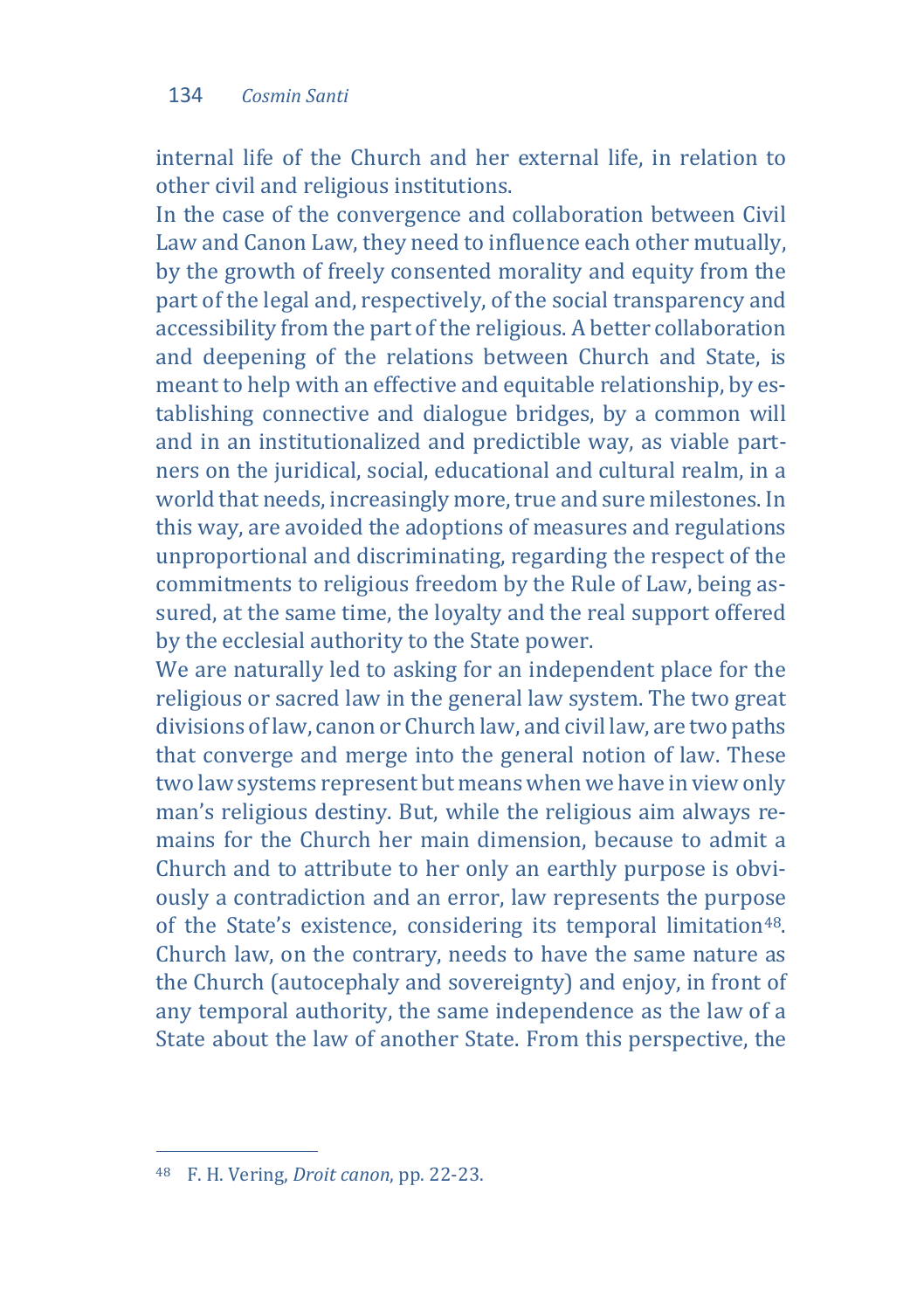internal life of the Church and her external life, in relation to other civil and religious institutions.

In the case of the convergence and collaboration between Civil Law and Canon Law, they need to influence each other mutually, by the growth of freely consented morality and equity from the part of the legal and, respectively, of the social transparency and accessibility from the part of the religious. A better collaboration and deepening of the relations between Church and State, is meant to help with an effective and equitable relationship, by establishing connective and dialogue bridges, by a common will and in an institutionalized and predictible way, as viable partners on the juridical, social, educational and cultural realm, in a world that needs, increasingly more, true and sure milestones. In this way, are avoided the adoptions of measures and regulations unproportional and discriminating, regarding the respect of the commitments to religious freedom by the Rule of Law, being assured, at the same time, the loyalty and the real support offered by the ecclesial authority to the State power.

We are naturally led to asking for an independent place for the religious or sacred law in the general law system. The two great divisions of law, canon or Church law, and civil law, are two paths that converge and merge into the general notion of law. These two law systems represent but means when we have in view only man's religious destiny. But, while the religious aim always remains for the Church her main dimension, because to admit a Church and to attribute to her only an earthly purpose is obviously a contradiction and an error, law represents the purpose of the State's existence, considering its temporal limitation[48]. Church law, on the contrary, needs to have the same nature as the Church (autocephaly and sovereignty) and enjoy, in front of any temporal authority, the same independence as the law of a State about the law of another State. From this perspective, the

---

[48] F. H. Vering, *Droit canon*, pp. 22-23.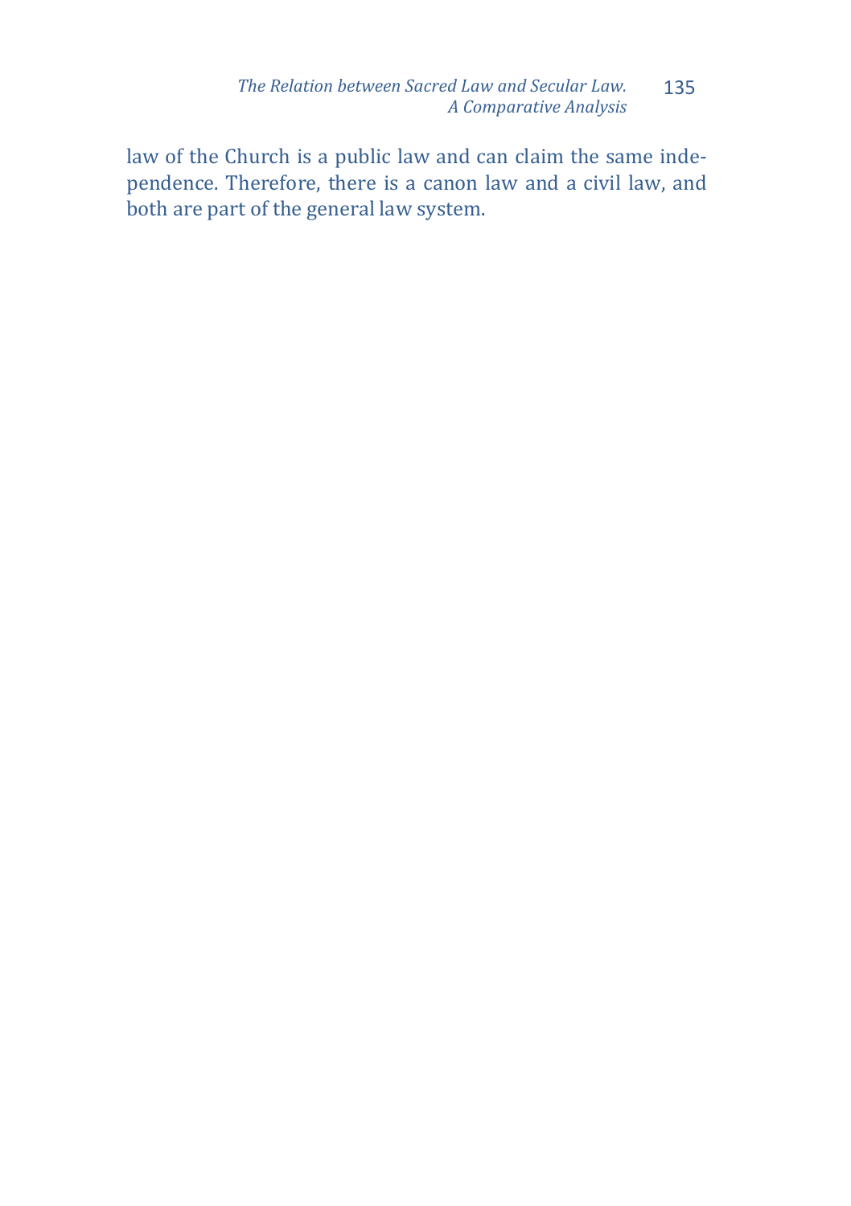law of the Church is a public law and can claim the same independence. Therefore, there is a canon law and a civil law, and both are part of the general law system.